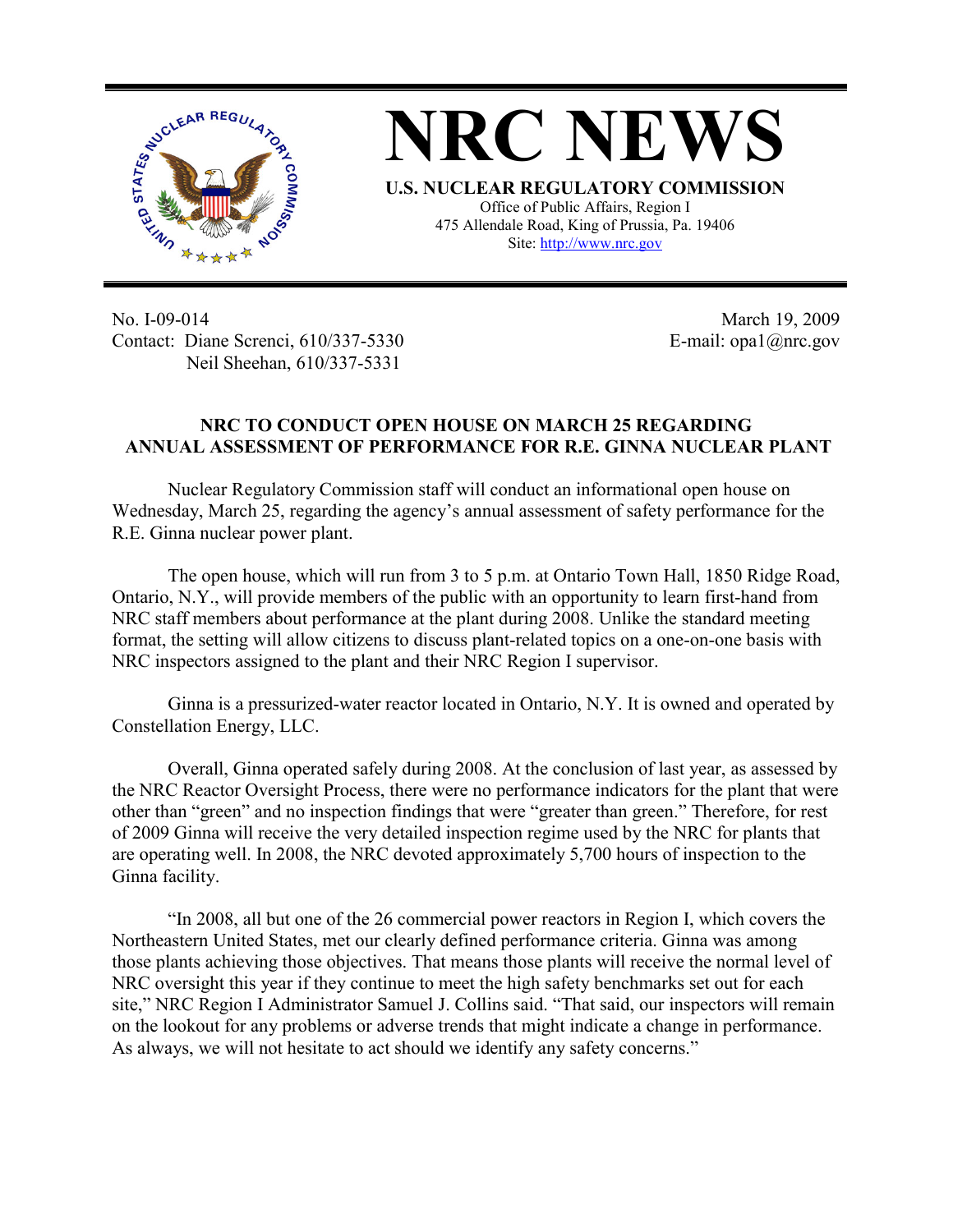# NRC NEWS

**U.S. NUCLEAR REGULATORY COMMISSION**

Office of Public Affairs, Region I
475 Allendale Road, King of Prussia, Pa. 19406
Site: http://www.nrc.gov

No. I-09-014
Contact: Diane Screnci, 610/337-5330
Neil Sheehan, 610/337-5331

March 19, 2009
E-mail: opa1@nrc.gov

## NRC TO CONDUCT OPEN HOUSE ON MARCH 25 REGARDING ANNUAL ASSESSMENT OF PERFORMANCE FOR R.E. GINNA NUCLEAR PLANT

Nuclear Regulatory Commission staff will conduct an informational open house on Wednesday, March 25, regarding the agency's annual assessment of safety performance for the R.E. Ginna nuclear power plant.

The open house, which will run from 3 to 5 p.m. at Ontario Town Hall, 1850 Ridge Road, Ontario, N.Y., will provide members of the public with an opportunity to learn first-hand from NRC staff members about performance at the plant during 2008. Unlike the standard meeting format, the setting will allow citizens to discuss plant-related topics on a one-on-one basis with NRC inspectors assigned to the plant and their NRC Region I supervisor.

Ginna is a pressurized-water reactor located in Ontario, N.Y. It is owned and operated by Constellation Energy, LLC.

Overall, Ginna operated safely during 2008. At the conclusion of last year, as assessed by the NRC Reactor Oversight Process, there were no performance indicators for the plant that were other than "green" and no inspection findings that were "greater than green." Therefore, for rest of 2009 Ginna will receive the very detailed inspection regime used by the NRC for plants that are operating well. In 2008, the NRC devoted approximately 5,700 hours of inspection to the Ginna facility.

"In 2008, all but one of the 26 commercial power reactors in Region I, which covers the Northeastern United States, met our clearly defined performance criteria. Ginna was among those plants achieving those objectives. That means those plants will receive the normal level of NRC oversight this year if they continue to meet the high safety benchmarks set out for each site," NRC Region I Administrator Samuel J. Collins said. "That said, our inspectors will remain on the lookout for any problems or adverse trends that might indicate a change in performance. As always, we will not hesitate to act should we identify any safety concerns."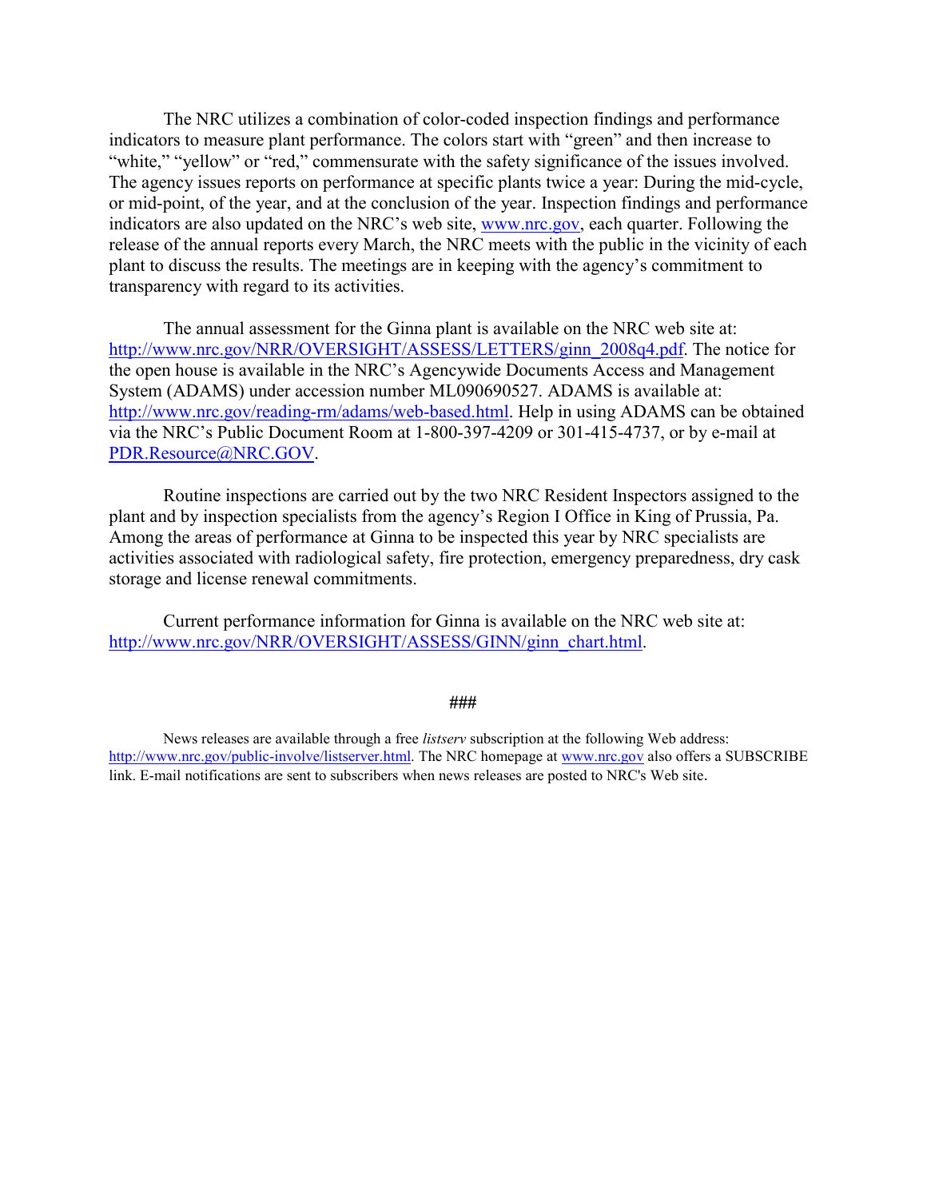The NRC utilizes a combination of color-coded inspection findings and performance indicators to measure plant performance. The colors start with "green" and then increase to "white," "yellow" or "red," commensurate with the safety significance of the issues involved. The agency issues reports on performance at specific plants twice a year: During the mid-cycle, or mid-point, of the year, and at the conclusion of the year. Inspection findings and performance indicators are also updated on the NRC's web site, [www.nrc.gov](http://www.nrc.gov), each quarter. Following the release of the annual reports every March, the NRC meets with the public in the vicinity of each plant to discuss the results. The meetings are in keeping with the agency's commitment to transparency with regard to its activities.

The annual assessment for the Ginna plant is available on the NRC web site at: [http://www.nrc.gov/NRR/OVERSIGHT/ASSESS/LETTERS/ginn_2008q4.pdf](http://www.nrc.gov/NRR/OVERSIGHT/ASSESS/LETTERS/ginn_2008q4.pdf). The notice for the open house is available in the NRC's Agencywide Documents Access and Management System (ADAMS) under accession number ML090690527. ADAMS is available at: [http://www.nrc.gov/reading-rm/adams/web-based.html](http://www.nrc.gov/reading-rm/adams/web-based.html). Help in using ADAMS can be obtained via the NRC's Public Document Room at 1-800-397-4209 or 301-415-4737, or by e-mail at [PDR.Resource@NRC.GOV](mailto:PDR.Resource@NRC.GOV).

Routine inspections are carried out by the two NRC Resident Inspectors assigned to the plant and by inspection specialists from the agency's Region I Office in King of Prussia, Pa. Among the areas of performance at Ginna to be inspected this year by NRC specialists are activities associated with radiological safety, fire protection, emergency preparedness, dry cask storage and license renewal commitments.

Current performance information for Ginna is available on the NRC web site at: [http://www.nrc.gov/NRR/OVERSIGHT/ASSESS/GINN/ginn_chart.html](http://www.nrc.gov/NRR/OVERSIGHT/ASSESS/GINN/ginn_chart.html).

###

News releases are available through a free *listserv* subscription at the following Web address: [http://www.nrc.gov/public-involve/listserver.html](http://www.nrc.gov/public-involve/listserver.html). The NRC homepage at [www.nrc.gov](http://www.nrc.gov) also offers a SUBSCRIBE link. E-mail notifications are sent to subscribers when news releases are posted to NRC's Web site.